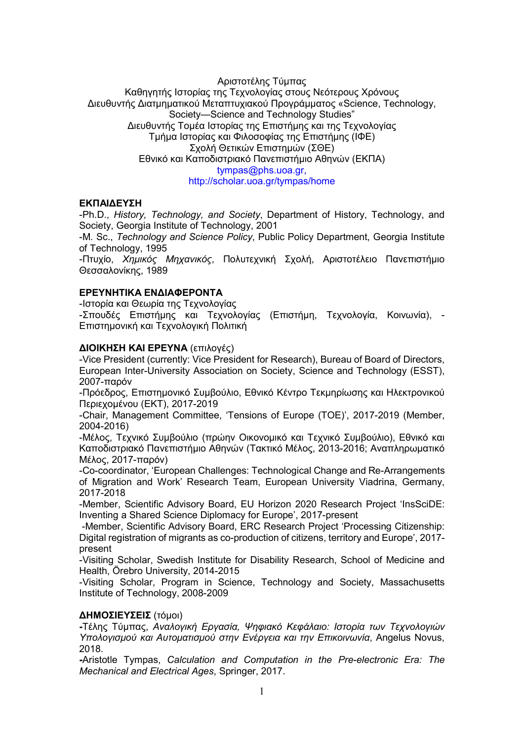Αριστοτέλης Τύμπας
Καθηγητής Ιστορίας της Τεχνολογίας στους Νεότερους Χρόνους
Διευθυντής Διατμηματικού Μεταπτυχιακού Προγράμματος «Science, Technology, Society—Science and Technology Studies"
Διευθυντής Τομέα Ιστορίας της Επιστήμης και της Τεχνολογίας
Τμήμα Ιστορίας και Φιλοσοφίας της Επιστήμης (ΙΦΕ)
Σχολή Θετικών Επιστημών (ΣΘΕ)
Εθνικό και Καποδιστριακό Πανεπιστήμιο Αθηνών (ΕΚΠΑ)
tympas@phs.uoa.gr,
http://scholar.uoa.gr/tympas/home

**ΕΚΠΑΙΔΕΥΣΗ**

-Ph.D., *History, Technology, and Society*, Department of History, Technology, and Society, Georgia Institute of Technology, 2001
-M. Sc., *Technology and Science Policy*, Public Policy Department, Georgia Institute of Technology, 1995
-Πτυχίο, *Χημικός Μηχανικός*, Πολυτεχνική Σχολή, Αριστοτέλειο Πανεπιστήμιο Θεσσαλονίκης, 1989

**ΕΡΕΥΝΗΤΙΚΑ ΕΝΔΙΑΦΕΡΟΝΤΑ**

-Ιστορία και Θεωρία της Τεχνολογίας
-Σπουδές Επιστήμης και Τεχνολογίας (Επιστήμη, Τεχνολογία, Κοινωνία), -Επιστημονική και Τεχνολογική Πολιτική

**ΔΙΟΙΚΗΣΗ ΚΑΙ ΕΡΕΥΝΑ** (επιλογές)

-Vice President (currently: Vice President for Research), Bureau of Board of Directors, European Inter-University Association on Society, Science and Technology (ESST), 2007-παρόν
-Πρόεδρος, Επιστημονικό Συμβούλιο, Εθνικό Κέντρο Τεκμηρίωσης και Ηλεκτρονικού Περιεχομένου (ΕΚΤ), 2017-2019
-Chair, Management Committee, 'Tensions of Europe (TOE)', 2017-2019 (Member, 2004-2016)
-Μέλος, Τεχνικό Συμβούλιο (πρώην Οικονομικό και Τεχνικό Συμβούλιο), Εθνικό και Καποδιστριακό Πανεπιστήμιο Αθηνών (Τακτικό Μέλος, 2013-2016; Αναπληρωματικό Μέλος, 2017-παρόν)
-Co-coordinator, 'European Challenges: Technological Change and Re-Arrangements of Migration and Work' Research Team, European University Viadrina, Germany, 2017-2018
-Member, Scientific Advisory Board, EU Horizon 2020 Research Project 'InsSciDE: Inventing a Shared Science Diplomacy for Europe', 2017-present
-Member, Scientific Advisory Board, ERC Research Project 'Processing Citizenship: Digital registration of migrants as co-production of citizens, territory and Europe', 2017-present
-Visiting Scholar, Swedish Institute for Disability Research, School of Medicine and Health, Örebro University, 2014-2015
-Visiting Scholar, Program in Science, Technology and Society, Massachusetts Institute of Technology, 2008-2009

**ΔΗΜΟΣΙΕΥΣΕΙΣ** (τόμοι)

-Τέλης Τύμπας, *Αναλογική Εργασία, Ψηφιακό Κεφάλαιο: Ιστορία των Τεχνολογιών Υπολογισμού και Αυτοματισμού στην Ενέργεια και την Επικοινωνία*, Angelus Novus, 2018.
-Aristotle Tympas, *Calculation and Computation in the Pre-electronic Era: The Mechanical and Electrical Ages*, Springer, 2017.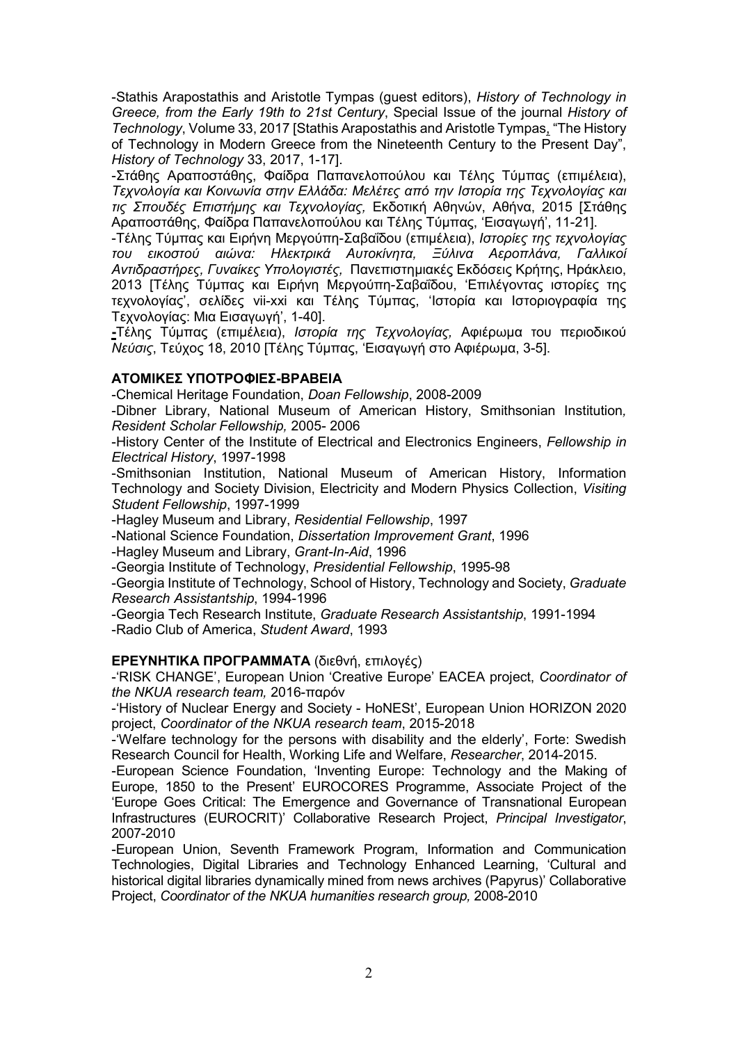-Stathis Arapostathis and Aristotle Tympas (guest editors), *History of Technology in Greece, from the Early 19th to 21st Century*, Special Issue of the journal *History of Technology*, Volume 33, 2017 [Stathis Arapostathis and Aristotle Tympas, "The History of Technology in Modern Greece from the Nineteenth Century to the Present Day", *History of Technology* 33, 2017, 1-17].

-Στάθης Αραποστάθης, Φαίδρα Παπανελοπούλου και Τέλης Τύμπας (επιμέλεια), *Τεχνολογία και Κοινωνία στην Ελλάδα: Μελέτες από την Ιστορία της Τεχνολογίας και τις Σπουδές Επιστήμης και Τεχνολογίας,* Εκδοτική Αθηνών, Αθήνα, 2015 [Στάθης Αραποστάθης, Φαίδρα Παπανελοπούλου και Τέλης Τύμπας, 'Εισαγωγή', 11-21].

-Τέλης Τύμπας και Ειρήνη Μεργούπη-Σαβαΐδου (επιμέλεια), *Ιστορίες της τεχνολογίας του εικοστού αιώνα: Ηλεκτρικά Αυτοκίνητα, Ξύλινα Αεροπλάνα, Γαλλικοί Αντιδραστήρες, Γυναίκες Υπολογιστές,* Πανεπιστημιακές Εκδόσεις Κρήτης, Ηράκλειο, 2013 [Τέλης Τύμπας και Ειρήνη Μεργούπη-Σαβαΐδου, 'Επιλέγοντας ιστορίες της τεχνολογίας', σελίδες vii-xxi και Τέλης Τύμπας, 'Ιστορία και Ιστοριογραφία της Τεχνολογίας: Μια Εισαγωγή', 1-40].

-Τέλης Τύμπας (επιμέλεια), *Ιστορία της Τεχνολογίας,* Αφιέρωμα του περιοδικού *Νεύσις*, Τεύχος 18, 2010 [Τέλης Τύμπας, 'Εισαγωγή στο Αφιέρωμα, 3-5].

**ΑΤΟΜΙΚΕΣ ΥΠΟΤΡΟΦΙΕΣ-ΒΡΑΒΕΙΑ**

-Chemical Heritage Foundation, *Doan Fellowship*, 2008-2009

-Dibner Library, National Museum of American History, Smithsonian Institution*, Resident Scholar Fellowship,* 2005- 2006

-History Center of the Institute of Electrical and Electronics Engineers, *Fellowship in Electrical History*, 1997-1998

-Smithsonian Institution, National Museum of American History, Information Technology and Society Division, Electricity and Modern Physics Collection, *Visiting Student Fellowship*, 1997-1999

-Hagley Museum and Library, *Residential Fellowship*, 1997

-National Science Foundation, *Dissertation Improvement Grant*, 1996

-Hagley Museum and Library, *Grant-In-Aid*, 1996

-Georgia Institute of Technology, *Presidential Fellowship*, 1995-98

-Georgia Institute of Technology, School of History, Technology and Society, *Graduate Research Assistantship*, 1994-1996

-Georgia Tech Research Institute, *Graduate Research Assistantship*, 1991-1994

-Radio Club of America, *Student Award*, 1993

**ΕΡΕΥΝΗΤΙΚΑ ΠΡΟΓΡΑΜΜΑΤΑ** (διεθνή, επιλογές)

-'RISK CHANGE', European Union 'Creative Europe' EACEA project, *Coordinator of the NKUA research team,* 2016-παρόν

-'History of Nuclear Energy and Society - HoNESt', European Union HORIZON 2020 project, *Coordinator of the NKUA research team*, 2015-2018

-'Welfare technology for the persons with disability and the elderly', Forte: Swedish Research Council for Health, Working Life and Welfare, *Researcher*, 2014-2015.

-European Science Foundation, 'Inventing Europe: Technology and the Making of Europe, 1850 to the Present' EUROCORES Programme, Associate Project of the 'Europe Goes Critical: The Emergence and Governance of Transnational European Infrastructures (EUROCRIT)' Collaborative Research Project, *Principal Investigator*, 2007-2010

-European Union, Seventh Framework Program, Information and Communication Technologies, Digital Libraries and Technology Enhanced Learning, 'Cultural and historical digital libraries dynamically mined from news archives (Papyrus)' Collaborative Project, *Coordinator of the NKUA humanities research group,* 2008-2010